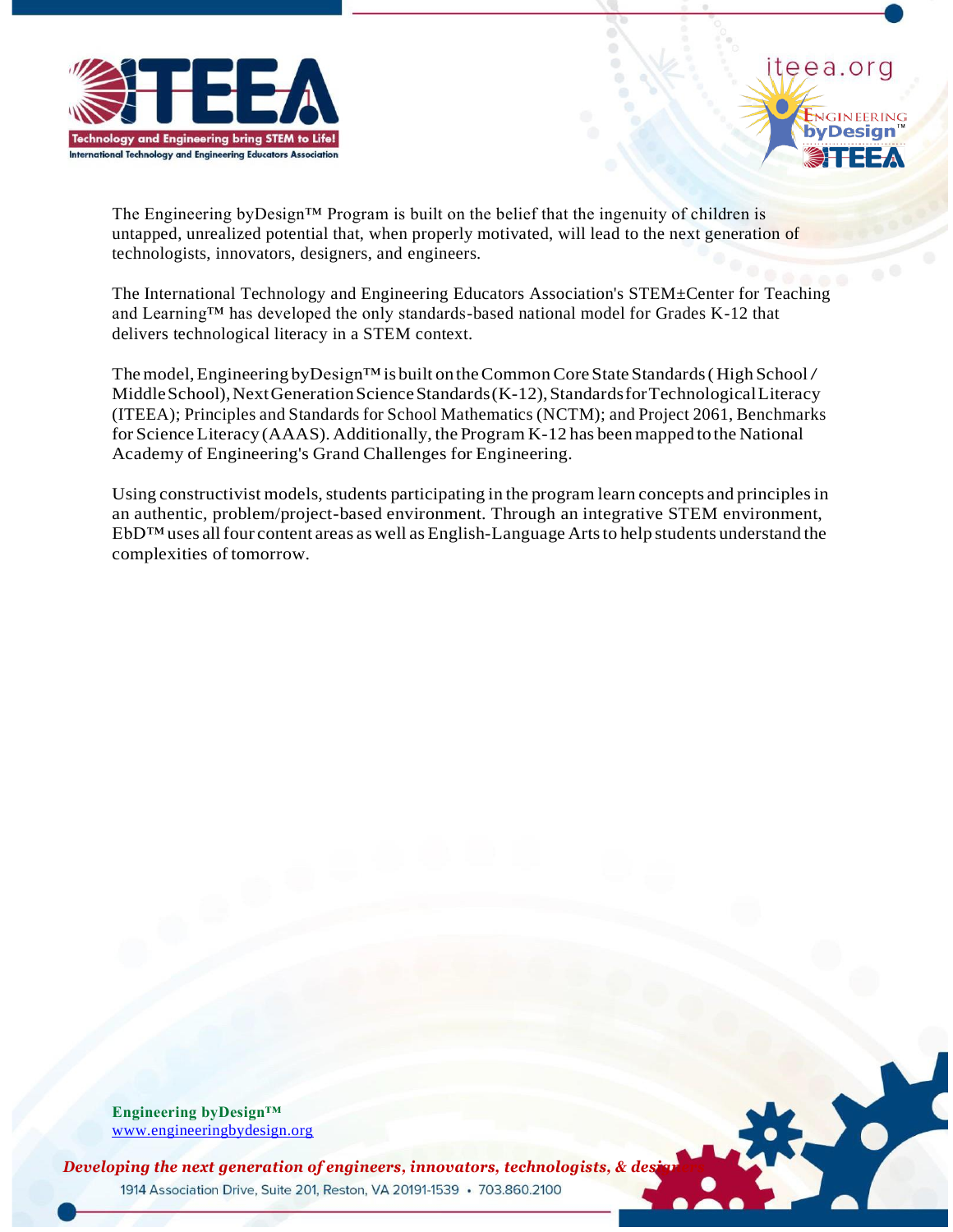The Engineering byDesign™ Program is built on the belief that the ingenuity of children is untapped, unrealized potential that, when properly motivated, will lead to the next generation of technologists, innovators, designers, and engineers.

The International Technology and Engineering Educators Association's STEM±Center for Teaching and Learning™ has developed the only standards-based national model for Grades K-12 that delivers technological literacy in a STEM context.

The model, Engineering byDesign™ is built on the Common Core State Standards ( High School / Middle School), Next Generation Science Standards (K-12), Standards for Technological Literacy (ITEEA); Principles and Standards for School Mathematics (NCTM); and Project 2061, Benchmarks for Science Literacy (AAAS). Additionally, the Program K-12 has been mapped to the National Academy of Engineering's Grand Challenges for Engineering.

Using constructivist models, students participating in the program learn concepts and principles in an authentic, problem/project-based environment. Through an integrative STEM environment, EbD™ uses all four content areas as well as English-Language Arts to help students understand the complexities of tomorrow.

**Engineering byDesign™**
www.engineeringbydesign.org

***Developing the next generation of engineers, innovators, technologists, & designers***

1914 Association Drive, Suite 201, Reston, VA 20191-1539 • 703.860.2100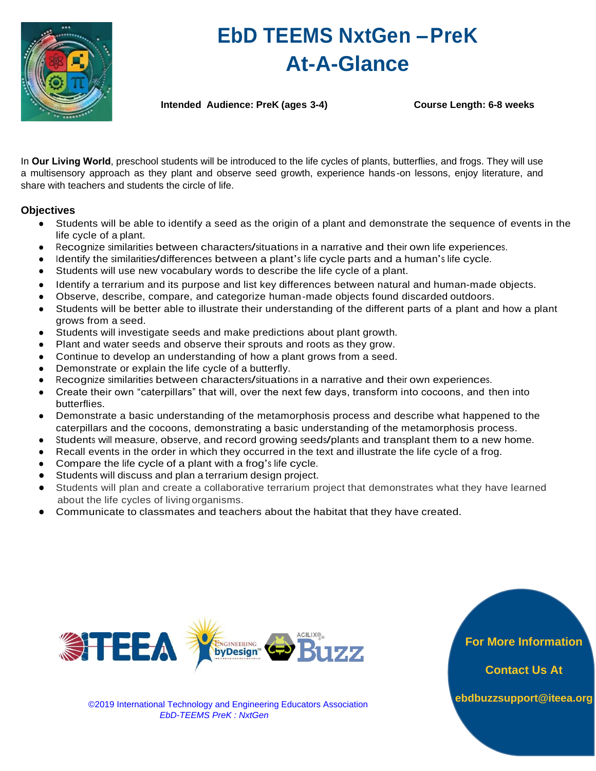# EbD TEEMS NxtGen – PreK At-A-Glance

**Intended Audience: PreK (ages 3-4)** **Course Length: 6-8 weeks**

In **Our Living World**, preschool students will be introduced to the life cycles of plants, butterflies, and frogs. They will use a multisensory approach as they plant and observe seed growth, experience hands-on lessons, enjoy literature, and share with teachers and students the circle of life.

## Objectives

- Students will be able to identify a seed as the origin of a plant and demonstrate the sequence of events in the life cycle of a plant.
- Recognize similarities between characters/situations in a narrative and their own life experiences.
- Identify the similarities/differences between a plant's life cycle parts and a human's life cycle.
- Students will use new vocabulary words to describe the life cycle of a plant.
- Identify a terrarium and its purpose and list key differences between natural and human-made objects.
- Observe, describe, compare, and categorize human-made objects found discarded outdoors.
- Students will be better able to illustrate their understanding of the different parts of a plant and how a plant grows from a seed.
- Students will investigate seeds and make predictions about plant growth.
- Plant and water seeds and observe their sprouts and roots as they grow.
- Continue to develop an understanding of how a plant grows from a seed.
- Demonstrate or explain the life cycle of a butterfly.
- Recognize similarities between characters/situations in a narrative and their own experiences.
- Create their own "caterpillars" that will, over the next few days, transform into cocoons, and then into butterflies.
- Demonstrate a basic understanding of the metamorphosis process and describe what happened to the caterpillars and the cocoons, demonstrating a basic understanding of the metamorphosis process.
- Students will measure, observe, and record growing seeds/plants and transplant them to a new home.
- Recall events in the order in which they occurred in the text and illustrate the life cycle of a frog.
- Compare the life cycle of a plant with a frog's life cycle.
- Students will discuss and plan a terrarium design project.
- Students will plan and create a collaborative terrarium project that demonstrates what they have learned about the life cycles of living organisms.
- Communicate to classmates and teachers about the habitat that they have created.

ITEEA | Engineering byDesign™ | ACILIX Buzz

©2019 International Technology and Engineering Educators Association
*EbD-TEEMS PreK : NxtGen*

**For More Information**

**Contact Us At**

**ebdbuzzsupport@iteea.org**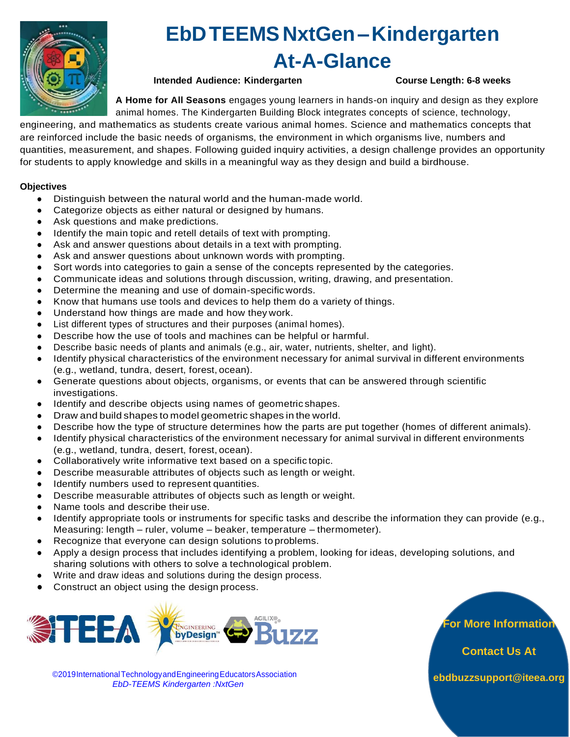# EbD TEEMS NxtGen – Kindergarten At-A-Glance

**Intended Audience: Kindergarten** **Course Length: 6-8 weeks**

**A Home for All Seasons** engages young learners in hands-on inquiry and design as they explore animal homes. The Kindergarten Building Block integrates concepts of science, technology, engineering, and mathematics as students create various animal homes. Science and mathematics concepts that are reinforced include the basic needs of organisms, the environment in which organisms live, numbers and quantities, measurement, and shapes. Following guided inquiry activities, a design challenge provides an opportunity for students to apply knowledge and skills in a meaningful way as they design and build a birdhouse.

**Objectives**

- Distinguish between the natural world and the human-made world.
- Categorize objects as either natural or designed by humans.
- Ask questions and make predictions.
- Identify the main topic and retell details of text with prompting.
- Ask and answer questions about details in a text with prompting.
- Ask and answer questions about unknown words with prompting.
- Sort words into categories to gain a sense of the concepts represented by the categories.
- Communicate ideas and solutions through discussion, writing, drawing, and presentation.
- Determine the meaning and use of domain-specific words.
- Know that humans use tools and devices to help them do a variety of things.
- Understand how things are made and how they work.
- List different types of structures and their purposes (animal homes).
- Describe how the use of tools and machines can be helpful or harmful.
- Describe basic needs of plants and animals (e.g., air, water, nutrients, shelter, and light).
- Identify physical characteristics of the environment necessary for animal survival in different environments (e.g., wetland, tundra, desert, forest, ocean).
- Generate questions about objects, organisms, or events that can be answered through scientific investigations.
- Identify and describe objects using names of geometric shapes.
- Draw and build shapes to model geometric shapes in the world.
- Describe how the type of structure determines how the parts are put together (homes of different animals).
- Identify physical characteristics of the environment necessary for animal survival in different environments (e.g., wetland, tundra, desert, forest, ocean).
- Collaboratively write informative text based on a specific topic.
- Describe measurable attributes of objects such as length or weight.
- Identify numbers used to represent quantities.
- Describe measurable attributes of objects such as length or weight.
- Name tools and describe their use.
- Identify appropriate tools or instruments for specific tasks and describe the information they can provide (e.g., Measuring: length – ruler, volume – beaker, temperature – thermometer).
- Recognize that everyone can design solutions to problems.
- Apply a design process that includes identifying a problem, looking for ideas, developing solutions, and sharing solutions with others to solve a technological problem.
- Write and draw ideas and solutions during the design process.
- Construct an object using the design process.

©2019 International Technology and Engineering Educators Association
*EbD-TEEMS Kindergarten :NxtGen*

**For More Information**

**Contact Us At**

**ebdbuzzsupport@iteea.org**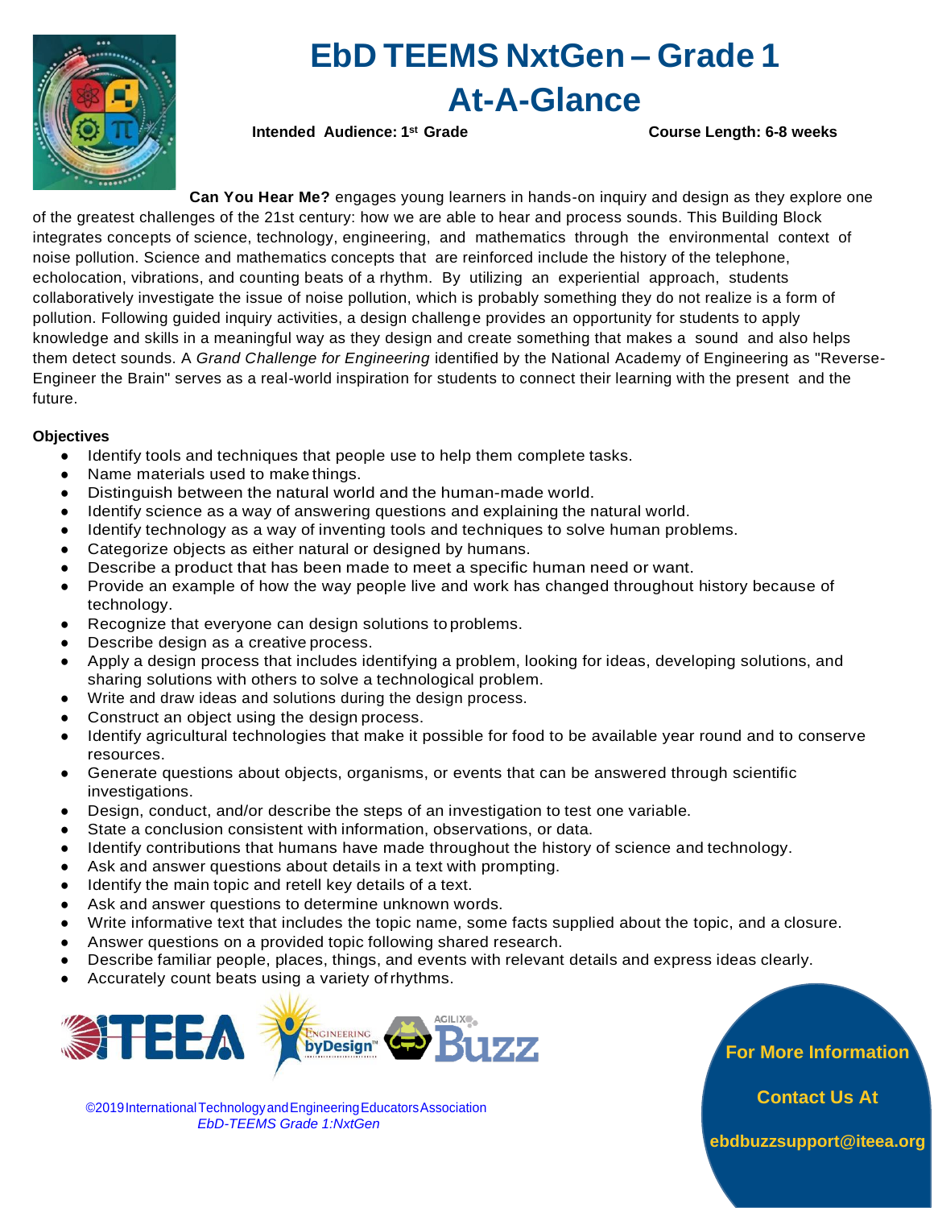# EbD TEEMS NxtGen – Grade 1 At-A-Glance

**Intended Audience: 1st Grade** **Course Length: 6-8 weeks**

**Can You Hear Me?** engages young learners in hands-on inquiry and design as they explore one of the greatest challenges of the 21st century: how we are able to hear and process sounds. This Building Block integrates concepts of science, technology, engineering, and mathematics through the environmental context of noise pollution. Science and mathematics concepts that are reinforced include the history of the telephone, echolocation, vibrations, and counting beats of a rhythm. By utilizing an experiential approach, students collaboratively investigate the issue of noise pollution, which is probably something they do not realize is a form of pollution. Following guided inquiry activities, a design challenge provides an opportunity for students to apply knowledge and skills in a meaningful way as they design and create something that makes a sound and also helps them detect sounds. A *Grand Challenge for Engineering* identified by the National Academy of Engineering as "Reverse-Engineer the Brain" serves as a real-world inspiration for students to connect their learning with the present and the future.

**Objectives**

- Identify tools and techniques that people use to help them complete tasks.
- Name materials used to make things.
- Distinguish between the natural world and the human-made world.
- Identify science as a way of answering questions and explaining the natural world.
- Identify technology as a way of inventing tools and techniques to solve human problems.
- Categorize objects as either natural or designed by humans.
- Describe a product that has been made to meet a specific human need or want.
- Provide an example of how the way people live and work has changed throughout history because of technology.
- Recognize that everyone can design solutions to problems.
- Describe design as a creative process.
- Apply a design process that includes identifying a problem, looking for ideas, developing solutions, and sharing solutions with others to solve a technological problem.
- Write and draw ideas and solutions during the design process.
- Construct an object using the design process.
- Identify agricultural technologies that make it possible for food to be available year round and to conserve resources.
- Generate questions about objects, organisms, or events that can be answered through scientific investigations.
- Design, conduct, and/or describe the steps of an investigation to test one variable.
- State a conclusion consistent with information, observations, or data.
- Identify contributions that humans have made throughout the history of science and technology.
- Ask and answer questions about details in a text with prompting.
- Identify the main topic and retell key details of a text.
- Ask and answer questions to determine unknown words.
- Write informative text that includes the topic name, some facts supplied about the topic, and a closure.
- Answer questions on a provided topic following shared research.
- Describe familiar people, places, things, and events with relevant details and express ideas clearly.
- Accurately count beats using a variety of rhythms.

©2019 International Technology and Engineering Educators Association
*EbD-TEEMS Grade 1:NxtGen*

**For More Information**

**Contact Us At**

**ebdbuzzsupport@iteea.org**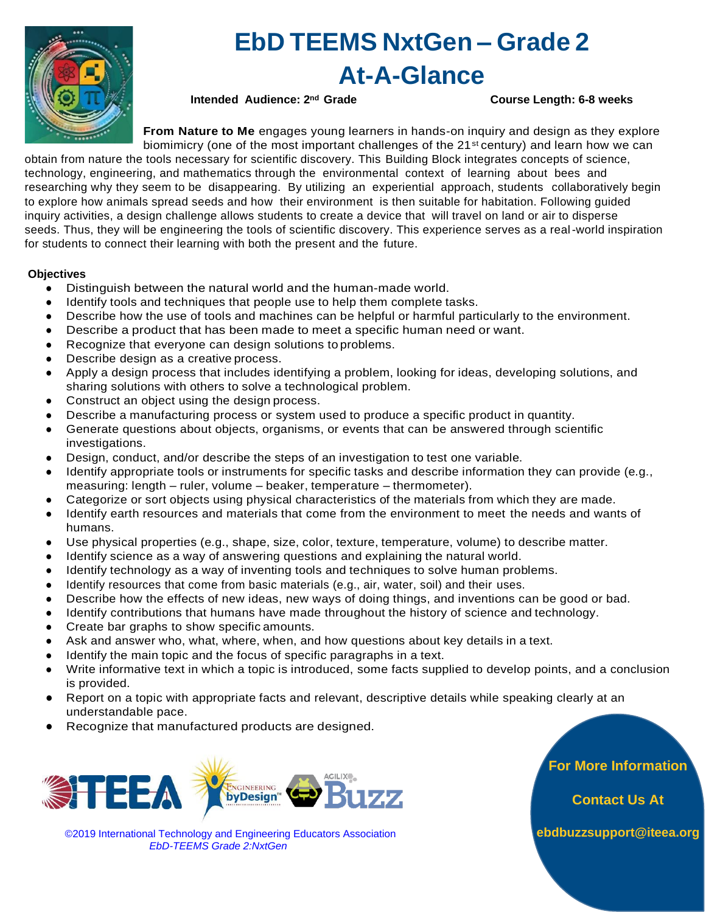# EbD TEEMS NxtGen – Grade 2

# At-A-Glance

**Intended Audience: 2nd Grade** **Course Length: 6-8 weeks**

**From Nature to Me** engages young learners in hands-on inquiry and design as they explore biomimicry (one of the most important challenges of the 21st century) and learn how we can obtain from nature the tools necessary for scientific discovery. This Building Block integrates concepts of science, technology, engineering, and mathematics through the environmental context of learning about bees and researching why they seem to be disappearing. By utilizing an experiential approach, students collaboratively begin to explore how animals spread seeds and how their environment is then suitable for habitation. Following guided inquiry activities, a design challenge allows students to create a device that will travel on land or air to disperse seeds. Thus, they will be engineering the tools of scientific discovery. This experience serves as a real-world inspiration for students to connect their learning with both the present and the future.

**Objectives**

- Distinguish between the natural world and the human-made world.
- Identify tools and techniques that people use to help them complete tasks.
- Describe how the use of tools and machines can be helpful or harmful particularly to the environment.
- Describe a product that has been made to meet a specific human need or want.
- Recognize that everyone can design solutions to problems.
- Describe design as a creative process.
- Apply a design process that includes identifying a problem, looking for ideas, developing solutions, and sharing solutions with others to solve a technological problem.
- Construct an object using the design process.
- Describe a manufacturing process or system used to produce a specific product in quantity.
- Generate questions about objects, organisms, or events that can be answered through scientific investigations.
- Design, conduct, and/or describe the steps of an investigation to test one variable.
- Identify appropriate tools or instruments for specific tasks and describe information they can provide (e.g., measuring: length – ruler, volume – beaker, temperature – thermometer).
- Categorize or sort objects using physical characteristics of the materials from which they are made.
- Identify earth resources and materials that come from the environment to meet the needs and wants of humans.
- Use physical properties (e.g., shape, size, color, texture, temperature, volume) to describe matter.
- Identify science as a way of answering questions and explaining the natural world.
- Identify technology as a way of inventing tools and techniques to solve human problems.
- Identify resources that come from basic materials (e.g., air, water, soil) and their uses.
- Describe how the effects of new ideas, new ways of doing things, and inventions can be good or bad.
- Identify contributions that humans have made throughout the history of science and technology.
- Create bar graphs to show specific amounts.
- Ask and answer who, what, where, when, and how questions about key details in a text.
- Identify the main topic and the focus of specific paragraphs in a text.
- Write informative text in which a topic is introduced, some facts supplied to develop points, and a conclusion is provided.
- Report on a topic with appropriate facts and relevant, descriptive details while speaking clearly at an understandable pace.
- Recognize that manufactured products are designed.

©2019 International Technology and Engineering Educators Association
*EbD-TEEMS Grade 2:NxtGen*

**For More Information**

**Contact Us At**

**ebdbuzzsupport@iteea.org**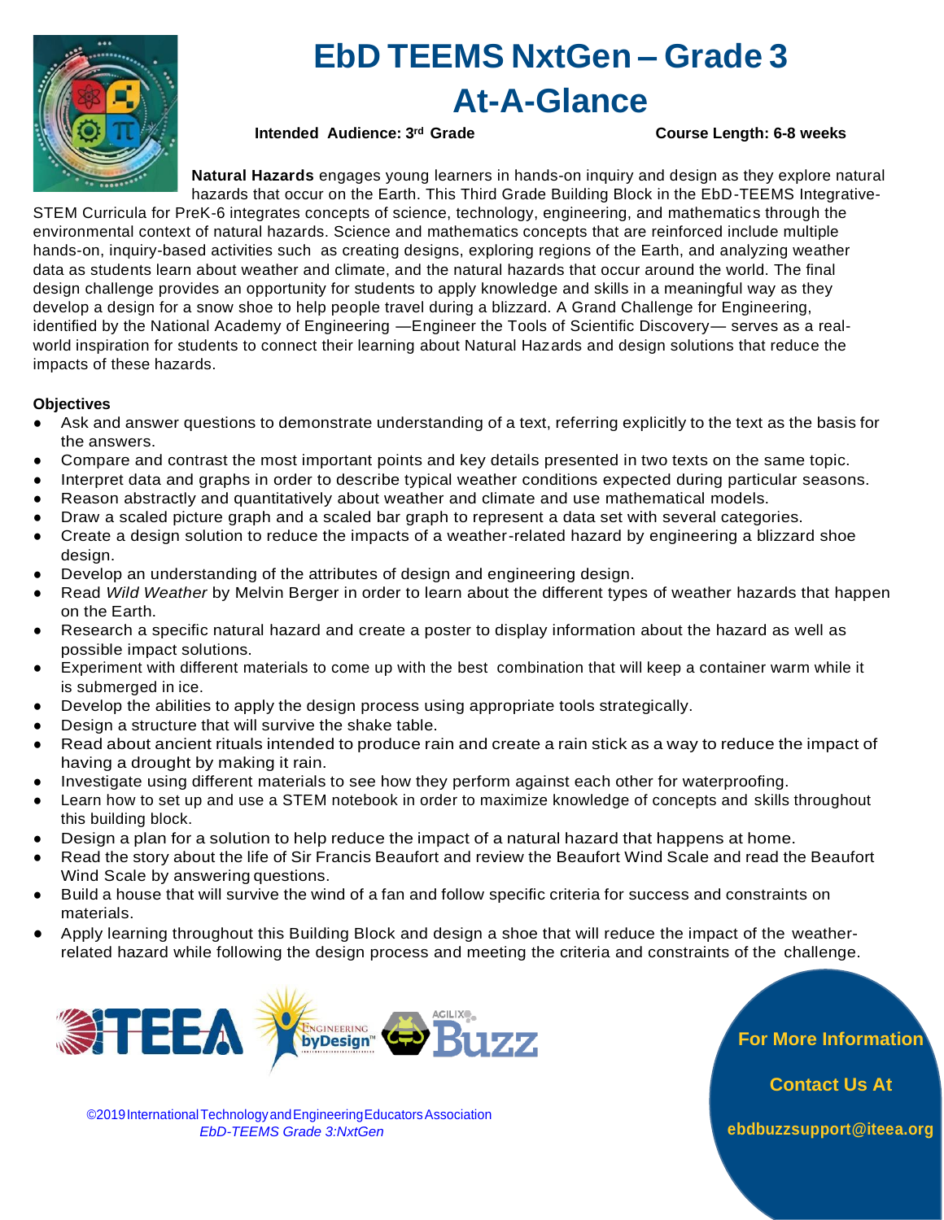# EbD TEEMS NxtGen – Grade 3 At-A-Glance

**Intended Audience: 3rd Grade** **Course Length: 6-8 weeks**

**Natural Hazards** engages young learners in hands-on inquiry and design as they explore natural hazards that occur on the Earth. This Third Grade Building Block in the EbD-TEEMS Integrative-STEM Curricula for PreK-6 integrates concepts of science, technology, engineering, and mathematics through the environmental context of natural hazards. Science and mathematics concepts that are reinforced include multiple hands-on, inquiry-based activities such as creating designs, exploring regions of the Earth, and analyzing weather data as students learn about weather and climate, and the natural hazards that occur around the world. The final design challenge provides an opportunity for students to apply knowledge and skills in a meaningful way as they develop a design for a snow shoe to help people travel during a blizzard. A Grand Challenge for Engineering, identified by the National Academy of Engineering —Engineer the Tools of Scientific Discovery— serves as a real-world inspiration for students to connect their learning about Natural Hazards and design solutions that reduce the impacts of these hazards.

**Objectives**

- Ask and answer questions to demonstrate understanding of a text, referring explicitly to the text as the basis for the answers.
- Compare and contrast the most important points and key details presented in two texts on the same topic.
- Interpret data and graphs in order to describe typical weather conditions expected during particular seasons.
- Reason abstractly and quantitatively about weather and climate and use mathematical models.
- Draw a scaled picture graph and a scaled bar graph to represent a data set with several categories.
- Create a design solution to reduce the impacts of a weather-related hazard by engineering a blizzard shoe design.
- Develop an understanding of the attributes of design and engineering design.
- Read *Wild Weather* by Melvin Berger in order to learn about the different types of weather hazards that happen on the Earth.
- Research a specific natural hazard and create a poster to display information about the hazard as well as possible impact solutions.
- Experiment with different materials to come up with the best combination that will keep a container warm while it is submerged in ice.
- Develop the abilities to apply the design process using appropriate tools strategically.
- Design a structure that will survive the shake table.
- Read about ancient rituals intended to produce rain and create a rain stick as a way to reduce the impact of having a drought by making it rain.
- Investigate using different materials to see how they perform against each other for waterproofing.
- Learn how to set up and use a STEM notebook in order to maximize knowledge of concepts and skills throughout this building block.
- Design a plan for a solution to help reduce the impact of a natural hazard that happens at home.
- Read the story about the life of Sir Francis Beaufort and review the Beaufort Wind Scale and read the Beaufort Wind Scale by answering questions.
- Build a house that will survive the wind of a fan and follow specific criteria for success and constraints on materials.
- Apply learning throughout this Building Block and design a shoe that will reduce the impact of the weather-related hazard while following the design process and meeting the criteria and constraints of the challenge.

**For More Information Contact Us At ebdbuzzsupport@iteea.org**

©2019 International Technology and Engineering Educators Association
*EbD-TEEMS Grade 3:NxtGen*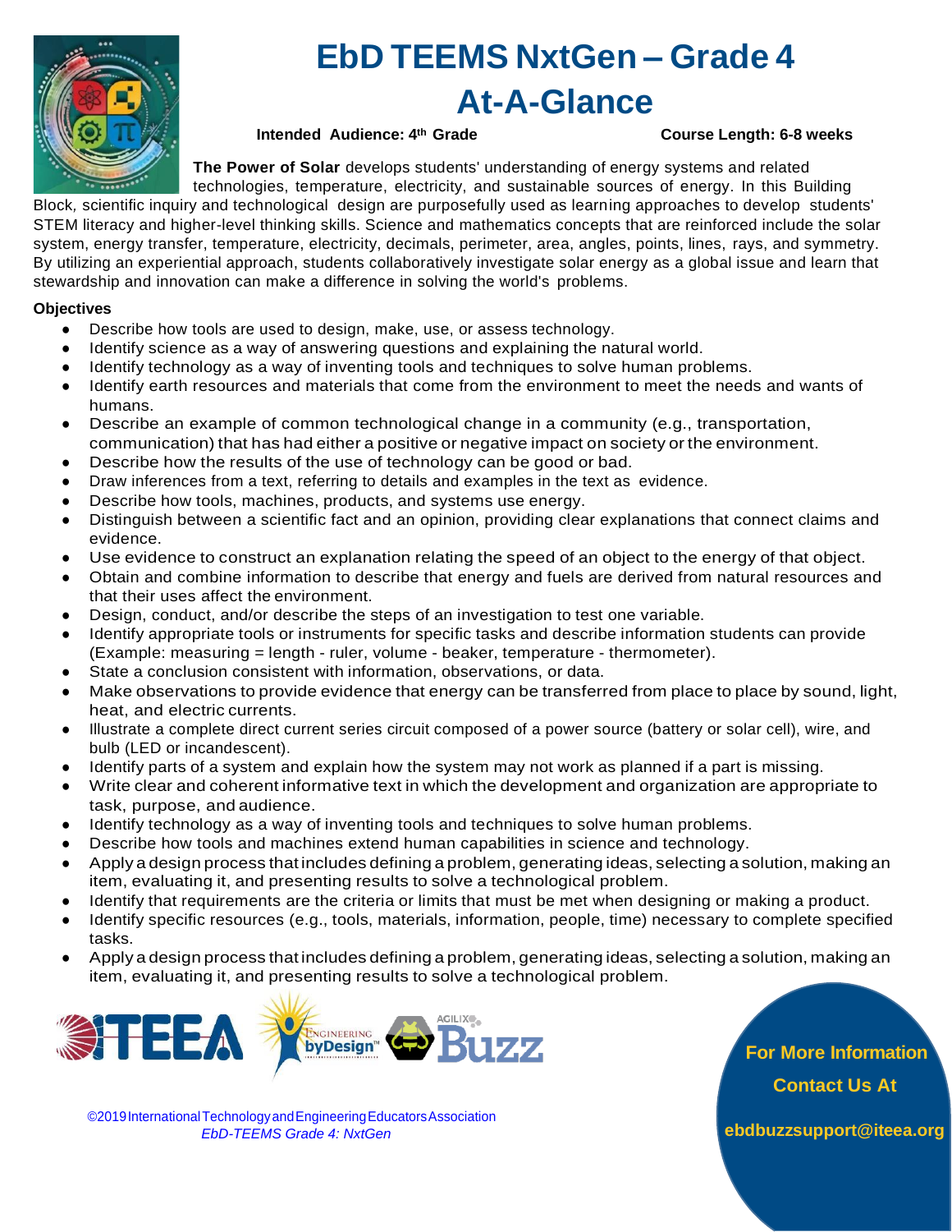# EbD TEEMS NxtGen – Grade 4 At-A-Glance

**Intended Audience: 4th Grade** **Course Length: 6-8 weeks**

**The Power of Solar** develops students' understanding of energy systems and related technologies, temperature, electricity, and sustainable sources of energy. In this Building Block, scientific inquiry and technological design are purposefully used as learning approaches to develop students' STEM literacy and higher-level thinking skills. Science and mathematics concepts that are reinforced include the solar system, energy transfer, temperature, electricity, decimals, perimeter, area, angles, points, lines, rays, and symmetry. By utilizing an experiential approach, students collaboratively investigate solar energy as a global issue and learn that stewardship and innovation can make a difference in solving the world's problems.

**Objectives**

- Describe how tools are used to design, make, use, or assess technology.
- Identify science as a way of answering questions and explaining the natural world.
- Identify technology as a way of inventing tools and techniques to solve human problems.
- Identify earth resources and materials that come from the environment to meet the needs and wants of humans.
- Describe an example of common technological change in a community (e.g., transportation, communication) that has had either a positive or negative impact on society or the environment.
- Describe how the results of the use of technology can be good or bad.
- Draw inferences from a text, referring to details and examples in the text as evidence.
- Describe how tools, machines, products, and systems use energy.
- Distinguish between a scientific fact and an opinion, providing clear explanations that connect claims and evidence.
- Use evidence to construct an explanation relating the speed of an object to the energy of that object.
- Obtain and combine information to describe that energy and fuels are derived from natural resources and that their uses affect the environment.
- Design, conduct, and/or describe the steps of an investigation to test one variable.
- Identify appropriate tools or instruments for specific tasks and describe information students can provide (Example: measuring = length - ruler, volume - beaker, temperature - thermometer).
- State a conclusion consistent with information, observations, or data.
- Make observations to provide evidence that energy can be transferred from place to place by sound, light, heat, and electric currents.
- Illustrate a complete direct current series circuit composed of a power source (battery or solar cell), wire, and bulb (LED or incandescent).
- Identify parts of a system and explain how the system may not work as planned if a part is missing.
- Write clear and coherent informative text in which the development and organization are appropriate to task, purpose, and audience.
- Identify technology as a way of inventing tools and techniques to solve human problems.
- Describe how tools and machines extend human capabilities in science and technology.
- Apply a design process that includes defining a problem, generating ideas, selecting a solution, making an item, evaluating it, and presenting results to solve a technological problem.
- Identify that requirements are the criteria or limits that must be met when designing or making a product.
- Identify specific resources (e.g., tools, materials, information, people, time) necessary to complete specified tasks.
- Apply a design process that includes defining a problem, generating ideas, selecting a solution, making an item, evaluating it, and presenting results to solve a technological problem.

**For More Information Contact Us At**
**ebdbuzzsupport@iteea.org**

©2019 International Technology and Engineering Educators Association
*EbD-TEEMS Grade 4: NxtGen*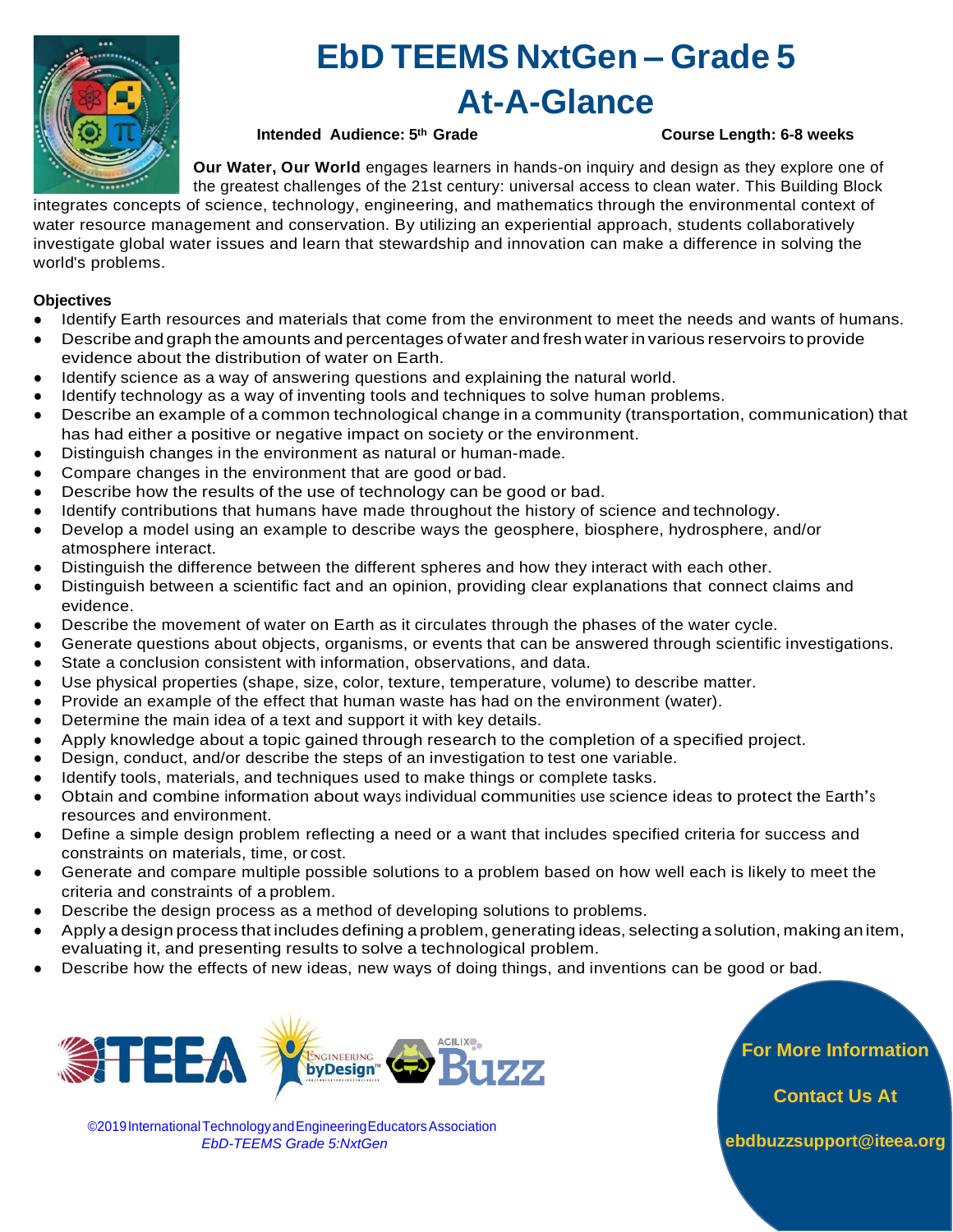# EbD TEEMS NxtGen – Grade 5 At-A-Glance

**Intended Audience: 5th Grade** **Course Length: 6-8 weeks**

**Our Water, Our World** engages learners in hands-on inquiry and design as they explore one of the greatest challenges of the 21st century: universal access to clean water. This Building Block integrates concepts of science, technology, engineering, and mathematics through the environmental context of water resource management and conservation. By utilizing an experiential approach, students collaboratively investigate global water issues and learn that stewardship and innovation can make a difference in solving the world's problems.

**Objectives**

- Identify Earth resources and materials that come from the environment to meet the needs and wants of humans.
- Describe and graph the amounts and percentages of water and fresh water in various reservoirs to provide evidence about the distribution of water on Earth.
- Identify science as a way of answering questions and explaining the natural world.
- Identify technology as a way of inventing tools and techniques to solve human problems.
- Describe an example of a common technological change in a community (transportation, communication) that has had either a positive or negative impact on society or the environment.
- Distinguish changes in the environment as natural or human-made.
- Compare changes in the environment that are good or bad.
- Describe how the results of the use of technology can be good or bad.
- Identify contributions that humans have made throughout the history of science and technology.
- Develop a model using an example to describe ways the geosphere, biosphere, hydrosphere, and/or atmosphere interact.
- Distinguish the difference between the different spheres and how they interact with each other.
- Distinguish between a scientific fact and an opinion, providing clear explanations that connect claims and evidence.
- Describe the movement of water on Earth as it circulates through the phases of the water cycle.
- Generate questions about objects, organisms, or events that can be answered through scientific investigations.
- State a conclusion consistent with information, observations, and data.
- Use physical properties (shape, size, color, texture, temperature, volume) to describe matter.
- Provide an example of the effect that human waste has had on the environment (water).
- Determine the main idea of a text and support it with key details.
- Apply knowledge about a topic gained through research to the completion of a specified project.
- Design, conduct, and/or describe the steps of an investigation to test one variable.
- Identify tools, materials, and techniques used to make things or complete tasks.
- Obtain and combine information about ways individual communities use science ideas to protect the Earth's resources and environment.
- Define a simple design problem reflecting a need or a want that includes specified criteria for success and constraints on materials, time, or cost.
- Generate and compare multiple possible solutions to a problem based on how well each is likely to meet the criteria and constraints of a problem.
- Describe the design process as a method of developing solutions to problems.
- Apply a design process that includes defining a problem, generating ideas, selecting a solution, making an item, evaluating it, and presenting results to solve a technological problem.
- Describe how the effects of new ideas, new ways of doing things, and inventions can be good or bad.

©2019 International Technology and Engineering Educators Association
*EbD-TEEMS Grade 5:NxtGen*

**For More Information**

**Contact Us At**

**ebdbuzzsupport@iteea.org**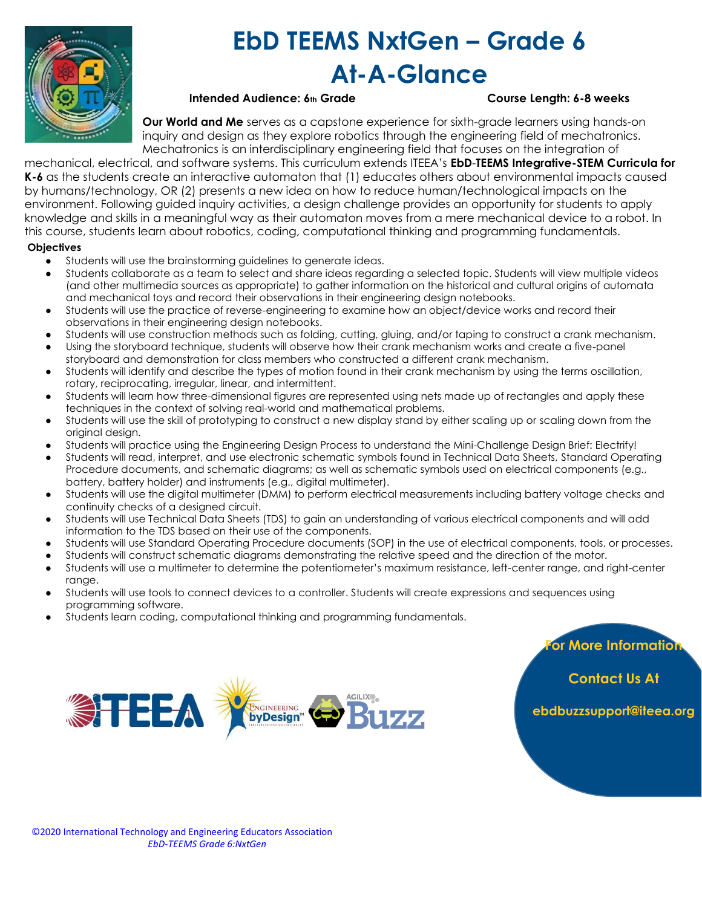# EbD TEEMS NxtGen – Grade 6 At-A-Glance

**Intended Audience: 6th Grade** **Course Length: 6-8 weeks**

**Our World and Me** serves as a capstone experience for sixth-grade learners using hands-on inquiry and design as they explore robotics through the engineering field of mechatronics. Mechatronics is an interdisciplinary engineering field that focuses on the integration of mechanical, electrical, and software systems. This curriculum extends ITEEA's **EbD-TEEMS Integrative-STEM Curricula for K-6** as the students create an interactive automaton that (1) educates others about environmental impacts caused by humans/technology, OR (2) presents a new idea on how to reduce human/technological impacts on the environment. Following guided inquiry activities, a design challenge provides an opportunity for students to apply knowledge and skills in a meaningful way as their automaton moves from a mere mechanical device to a robot. In this course, students learn about robotics, coding, computational thinking and programming fundamentals.

**Objectives**

- Students will use the brainstorming guidelines to generate ideas.
- Students collaborate as a team to select and share ideas regarding a selected topic. Students will view multiple videos (and other multimedia sources as appropriate) to gather information on the historical and cultural origins of automata and mechanical toys and record their observations in their engineering design notebooks.
- Students will use the practice of reverse-engineering to examine how an object/device works and record their observations in their engineering design notebooks.
- Students will use construction methods such as folding, cutting, gluing, and/or taping to construct a crank mechanism.
- Using the storyboard technique, students will observe how their crank mechanism works and create a five-panel storyboard and demonstration for class members who constructed a different crank mechanism.
- Students will identify and describe the types of motion found in their crank mechanism by using the terms oscillation, rotary, reciprocating, irregular, linear, and intermittent.
- Students will learn how three-dimensional figures are represented using nets made up of rectangles and apply these techniques in the context of solving real-world and mathematical problems.
- Students will use the skill of prototyping to construct a new display stand by either scaling up or scaling down from the original design.
- Students will practice using the Engineering Design Process to understand the Mini-Challenge Design Brief: Electrify!
- Students will read, interpret, and use electronic schematic symbols found in Technical Data Sheets, Standard Operating Procedure documents, and schematic diagrams; as well as schematic symbols used on electrical components (e.g., battery, battery holder) and instruments (e.g., digital multimeter).
- Students will use the digital multimeter (DMM) to perform electrical measurements including battery voltage checks and continuity checks of a designed circuit.
- Students will use Technical Data Sheets (TDS) to gain an understanding of various electrical components and will add information to the TDS based on their use of the components.
- Students will use Standard Operating Procedure documents (SOP) in the use of electrical components, tools, or processes.
- Students will construct schematic diagrams demonstrating the relative speed and the direction of the motor.
- Students will use a multimeter to determine the potentiometer's maximum resistance, left-center range, and right-center range.
- Students will use tools to connect devices to a controller. Students will create expressions and sequences using programming software.
- Students learn coding, computational thinking and programming fundamentals.

**For More Information**

**Contact Us At**

**ebdbuzzsupport@iteea.org**

©2020 International Technology and Engineering Educators Association
*EbD-TEEMS Grade 6:NxtGen*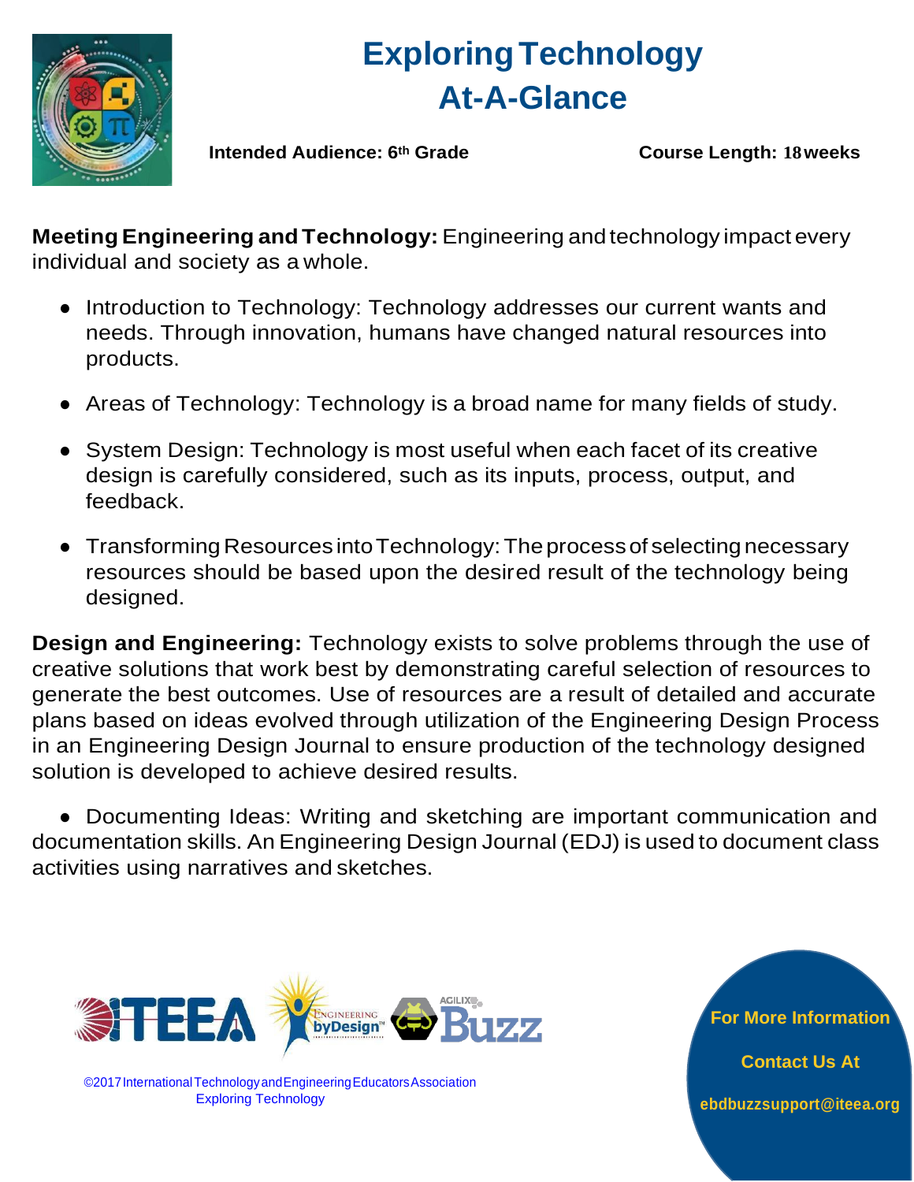# Exploring Technology At-A-Glance

**Intended Audience: 6th Grade** **Course Length: 18 weeks**

**Meeting Engineering and Technology:** Engineering and technology impact every individual and society as a whole.

- Introduction to Technology: Technology addresses our current wants and needs. Through innovation, humans have changed natural resources into products.
- Areas of Technology: Technology is a broad name for many fields of study.
- System Design: Technology is most useful when each facet of its creative design is carefully considered, such as its inputs, process, output, and feedback.
- Transforming Resources into Technology: The process of selecting necessary resources should be based upon the desired result of the technology being designed.

**Design and Engineering:** Technology exists to solve problems through the use of creative solutions that work best by demonstrating careful selection of resources to generate the best outcomes. Use of resources are a result of detailed and accurate plans based on ideas evolved through utilization of the Engineering Design Process in an Engineering Design Journal to ensure production of the technology designed solution is developed to achieve desired results.

- Documenting Ideas: Writing and sketching are important communication and documentation skills. An Engineering Design Journal (EDJ) is used to document class activities using narratives and sketches.

©2017 International Technology and Engineering Educators Association
Exploring Technology

For More Information

Contact Us At

ebdbuzzsupport@iteea.org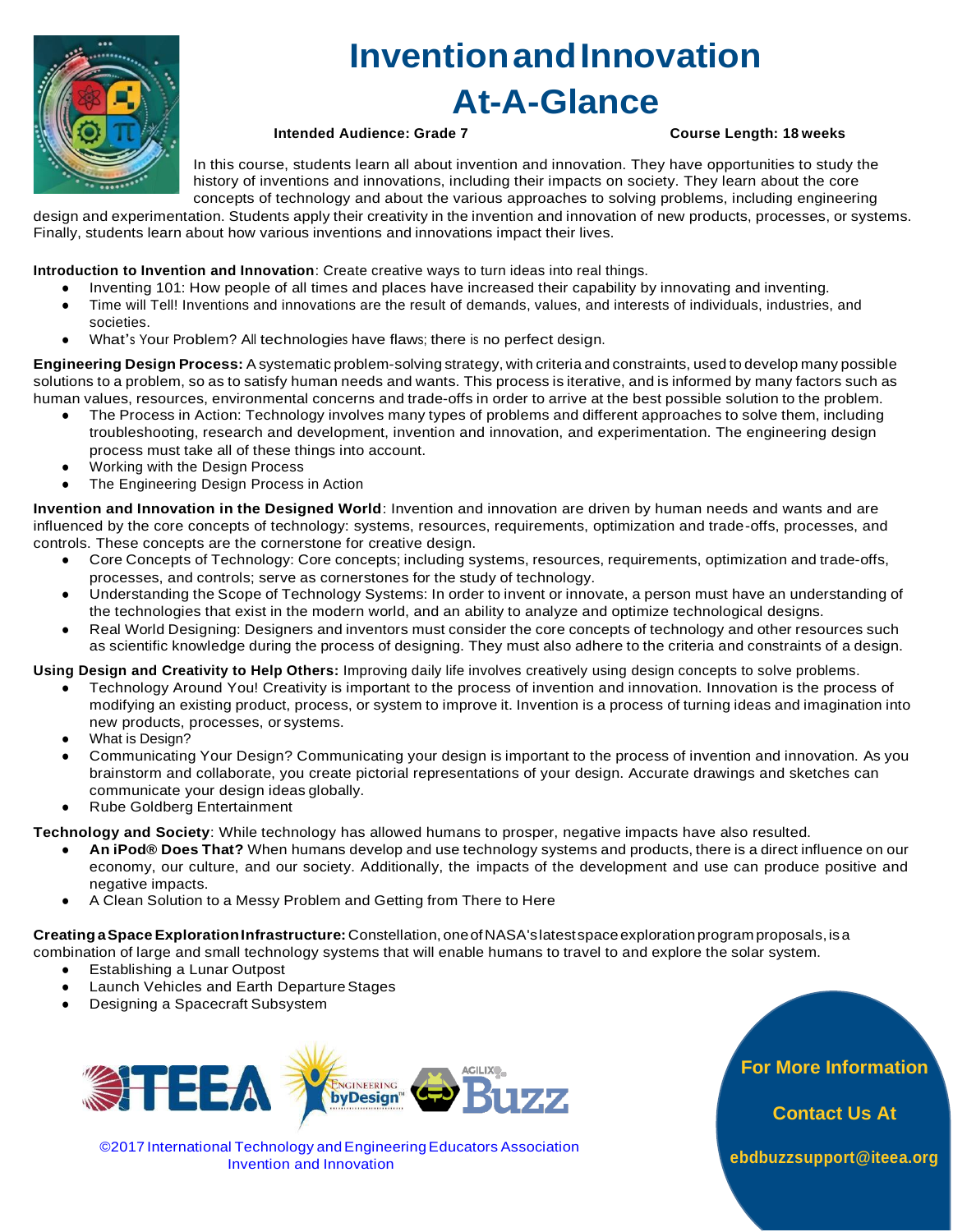# Invention and Innovation At-A-Glance

**Intended Audience: Grade 7** **Course Length: 18 weeks**

In this course, students learn all about invention and innovation. They have opportunities to study the history of inventions and innovations, including their impacts on society. They learn about the core concepts of technology and about the various approaches to solving problems, including engineering design and experimentation. Students apply their creativity in the invention and innovation of new products, processes, or systems. Finally, students learn about how various inventions and innovations impact their lives.

**Introduction to Invention and Innovation**: Create creative ways to turn ideas into real things.

- Inventing 101: How people of all times and places have increased their capability by innovating and inventing.
- Time will Tell! Inventions and innovations are the result of demands, values, and interests of individuals, industries, and societies.
- What's Your Problem? All technologies have flaws; there is no perfect design.

**Engineering Design Process:** A systematic problem-solving strategy, with criteria and constraints, used to develop many possible solutions to a problem, so as to satisfy human needs and wants. This process is iterative, and is informed by many factors such as human values, resources, environmental concerns and trade-offs in order to arrive at the best possible solution to the problem.

- The Process in Action: Technology involves many types of problems and different approaches to solve them, including troubleshooting, research and development, invention and innovation, and experimentation. The engineering design process must take all of these things into account.
- Working with the Design Process
- The Engineering Design Process in Action

**Invention and Innovation in the Designed World**: Invention and innovation are driven by human needs and wants and are influenced by the core concepts of technology: systems, resources, requirements, optimization and trade-offs, processes, and controls. These concepts are the cornerstone for creative design.

- Core Concepts of Technology: Core concepts; including systems, resources, requirements, optimization and trade-offs, processes, and controls; serve as cornerstones for the study of technology.
- Understanding the Scope of Technology Systems: In order to invent or innovate, a person must have an understanding of the technologies that exist in the modern world, and an ability to analyze and optimize technological designs.
- Real World Designing: Designers and inventors must consider the core concepts of technology and other resources such as scientific knowledge during the process of designing. They must also adhere to the criteria and constraints of a design.

**Using Design and Creativity to Help Others:** Improving daily life involves creatively using design concepts to solve problems.

- Technology Around You! Creativity is important to the process of invention and innovation. Innovation is the process of modifying an existing product, process, or system to improve it. Invention is a process of turning ideas and imagination into new products, processes, or systems.
- What is Design?
- Communicating Your Design? Communicating your design is important to the process of invention and innovation. As you brainstorm and collaborate, you create pictorial representations of your design. Accurate drawings and sketches can communicate your design ideas globally.
- Rube Goldberg Entertainment

**Technology and Society**: While technology has allowed humans to prosper, negative impacts have also resulted.

- **An iPod® Does That?** When humans develop and use technology systems and products, there is a direct influence on our economy, our culture, and our society. Additionally, the impacts of the development and use can produce positive and negative impacts.
- A Clean Solution to a Messy Problem and Getting from There to Here

**Creating a Space Exploration Infrastructure:** Constellation, one of NASA's latest space exploration program proposals, is a combination of large and small technology systems that will enable humans to travel to and explore the solar system.

- Establishing a Lunar Outpost
- Launch Vehicles and Earth Departure Stages
- Designing a Spacecraft Subsystem

©2017 International Technology and Engineering Educators Association
Invention and Innovation

**For More Information**

**Contact Us At**

**ebdbuzzsupport@iteea.org**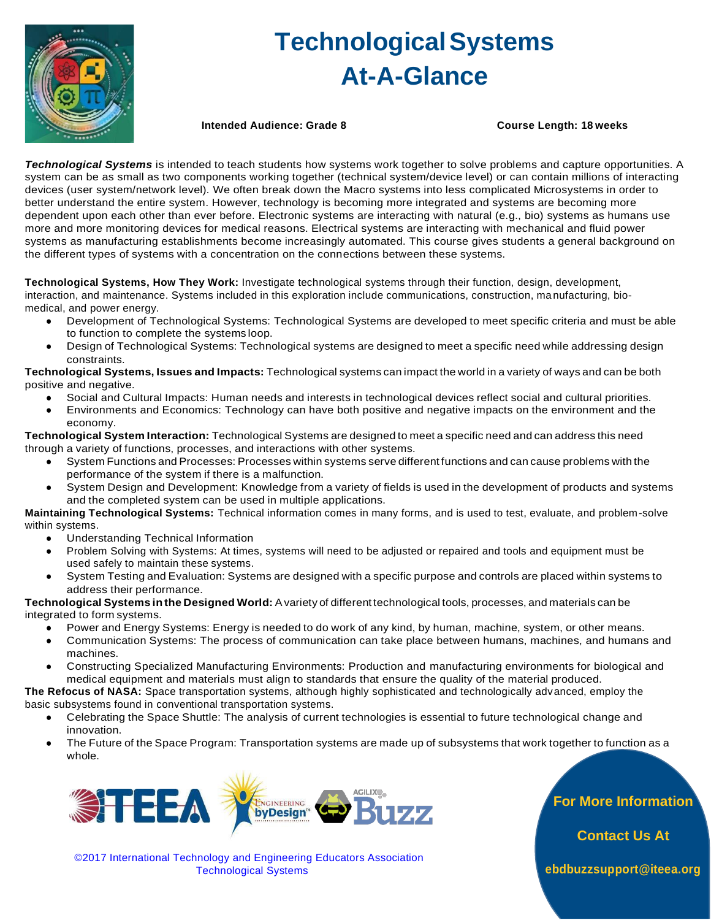# Technological Systems At-A-Glance

**Intended Audience: Grade 8** **Course Length: 18 weeks**

***Technological Systems*** is intended to teach students how systems work together to solve problems and capture opportunities. A system can be as small as two components working together (technical system/device level) or can contain millions of interacting devices (user system/network level). We often break down the Macro systems into less complicated Microsystems in order to better understand the entire system. However, technology is becoming more integrated and systems are becoming more dependent upon each other than ever before. Electronic systems are interacting with natural (e.g., bio) systems as humans use more and more monitoring devices for medical reasons. Electrical systems are interacting with mechanical and fluid power systems as manufacturing establishments become increasingly automated. This course gives students a general background on the different types of systems with a concentration on the connections between these systems.

**Technological Systems, How They Work:** Investigate technological systems through their function, design, development, interaction, and maintenance. Systems included in this exploration include communications, construction, manufacturing, bio-medical, and power energy.

- Development of Technological Systems: Technological Systems are developed to meet specific criteria and must be able to function to complete the systems loop.
- Design of Technological Systems: Technological systems are designed to meet a specific need while addressing design constraints.

**Technological Systems, Issues and Impacts:** Technological systems can impact the world in a variety of ways and can be both positive and negative.

- Social and Cultural Impacts: Human needs and interests in technological devices reflect social and cultural priorities.
- Environments and Economics: Technology can have both positive and negative impacts on the environment and the economy.

**Technological System Interaction:** Technological Systems are designed to meet a specific need and can address this need through a variety of functions, processes, and interactions with other systems.

- System Functions and Processes: Processes within systems serve different functions and can cause problems with the performance of the system if there is a malfunction.
- System Design and Development: Knowledge from a variety of fields is used in the development of products and systems and the completed system can be used in multiple applications.

**Maintaining Technological Systems:** Technical information comes in many forms, and is used to test, evaluate, and problem-solve within systems.

- Understanding Technical Information
- Problem Solving with Systems: At times, systems will need to be adjusted or repaired and tools and equipment must be used safely to maintain these systems.
- System Testing and Evaluation: Systems are designed with a specific purpose and controls are placed within systems to address their performance.

**Technological Systems in the Designed World:** A variety of different technological tools, processes, and materials can be integrated to form systems.

- Power and Energy Systems: Energy is needed to do work of any kind, by human, machine, system, or other means.
- Communication Systems: The process of communication can take place between humans, machines, and humans and machines.
- Constructing Specialized Manufacturing Environments: Production and manufacturing environments for biological and medical equipment and materials must align to standards that ensure the quality of the material produced.

**The Refocus of NASA:** Space transportation systems, although highly sophisticated and technologically advanced, employ the basic subsystems found in conventional transportation systems.

- Celebrating the Space Shuttle: The analysis of current technologies is essential to future technological change and innovation.
- The Future of the Space Program: Transportation systems are made up of subsystems that work together to function as a whole.

ITEEA | Engineering byDesign | Agilix Buzz

©2017 International Technology and Engineering Educators Association
Technological Systems

**For More Information**

**Contact Us At**

**ebdbuzzsupport@iteea.org**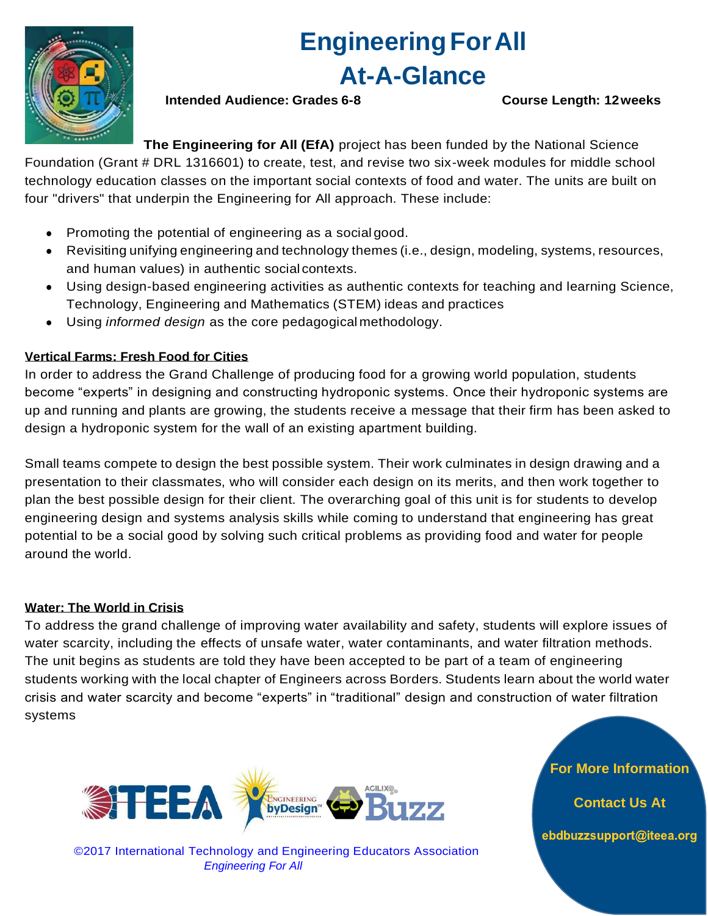# Engineering For All

# At-A-Glance

**Intended Audience: Grades 6-8** **Course Length: 12 weeks**

**The Engineering for All (EfA)** project has been funded by the National Science Foundation (Grant # DRL 1316601) to create, test, and revise two six-week modules for middle school technology education classes on the important social contexts of food and water. The units are built on four "drivers" that underpin the Engineering for All approach. These include:

- Promoting the potential of engineering as a social good.
- Revisiting unifying engineering and technology themes (i.e., design, modeling, systems, resources, and human values) in authentic social contexts.
- Using design-based engineering activities as authentic contexts for teaching and learning Science, Technology, Engineering and Mathematics (STEM) ideas and practices
- Using *informed design* as the core pedagogical methodology.

**Vertical Farms: Fresh Food for Cities**

In order to address the Grand Challenge of producing food for a growing world population, students become “experts” in designing and constructing hydroponic systems. Once their hydroponic systems are up and running and plants are growing, the students receive a message that their firm has been asked to design a hydroponic system for the wall of an existing apartment building.

Small teams compete to design the best possible system. Their work culminates in design drawing and a presentation to their classmates, who will consider each design on its merits, and then work together to plan the best possible design for their client. The overarching goal of this unit is for students to develop engineering design and systems analysis skills while coming to understand that engineering has great potential to be a social good by solving such critical problems as providing food and water for people around the world.

**Water: The World in Crisis**

To address the grand challenge of improving water availability and safety, students will explore issues of water scarcity, including the effects of unsafe water, water contaminants, and water filtration methods. The unit begins as students are told they have been accepted to be part of a team of engineering students working with the local chapter of Engineers across Borders. Students learn about the world water crisis and water scarcity and become “experts” in “traditional” design and construction of water filtration systems

For More Information

Contact Us At

ebdbuzzsupport@iteea.org

©2017 International Technology and Engineering Educators Association
*Engineering For All*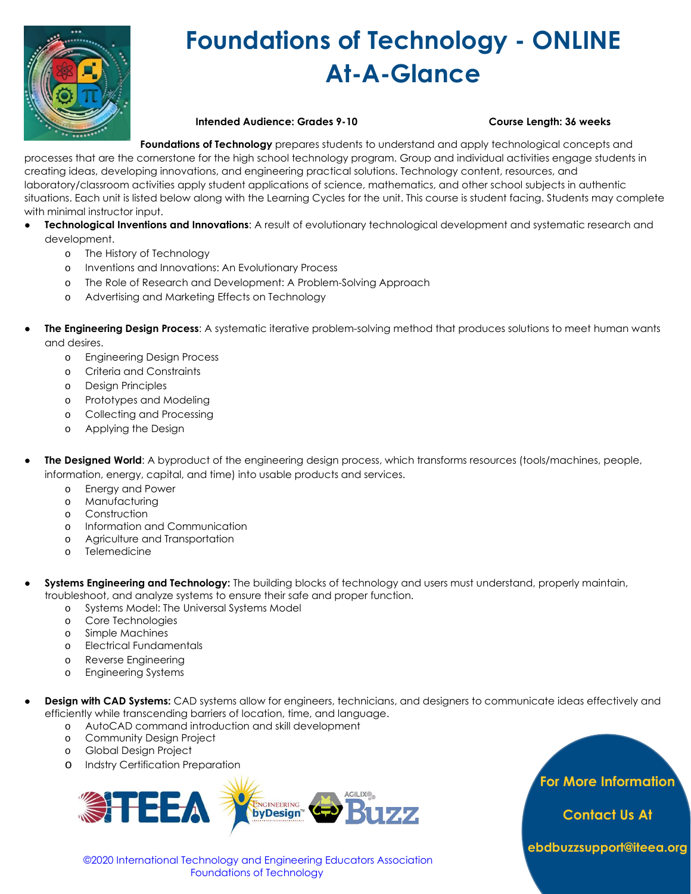# Foundations of Technology - ONLINE At-A-Glance

**Intended Audience: Grades 9-10** **Course Length: 36 weeks**

**Foundations of Technology** prepares students to understand and apply technological concepts and processes that are the cornerstone for the high school technology program. Group and individual activities engage students in creating ideas, developing innovations, and engineering practical solutions. Technology content, resources, and laboratory/classroom activities apply student applications of science, mathematics, and other school subjects in authentic situations. Each unit is listed below along with the Learning Cycles for the unit. This course is student facing. Students may complete with minimal instructor input.

- **Technological Inventions and Innovations**: A result of evolutionary technological development and systematic research and development.
  - The History of Technology
  - Inventions and Innovations: An Evolutionary Process
  - The Role of Research and Development: A Problem-Solving Approach
  - Advertising and Marketing Effects on Technology

- **The Engineering Design Process**: A systematic iterative problem-solving method that produces solutions to meet human wants and desires.
  - Engineering Design Process
  - Criteria and Constraints
  - Design Principles
  - Prototypes and Modeling
  - Collecting and Processing
  - Applying the Design

- **The Designed World**: A byproduct of the engineering design process, which transforms resources (tools/machines, people, information, energy, capital, and time) into usable products and services.
  - Energy and Power
  - Manufacturing
  - Construction
  - Information and Communication
  - Agriculture and Transportation
  - Telemedicine

- **Systems Engineering and Technology:** The building blocks of technology and users must understand, properly maintain, troubleshoot, and analyze systems to ensure their safe and proper function.
  - Systems Model: The Universal Systems Model
  - Core Technologies
  - Simple Machines
  - Electrical Fundamentals
  - Reverse Engineering
  - Engineering Systems

- **Design with CAD Systems:** CAD systems allow for engineers, technicians, and designers to communicate ideas effectively and efficiently while transcending barriers of location, time, and language.
  - AutoCAD command introduction and skill development
  - Community Design Project
  - Global Design Project
  - Indstry Certification Preparation

**For More Information**

**Contact Us At**

**ebdbuzzsupport@iteea.org**

©2020 International Technology and Engineering Educators Association
Foundations of Technology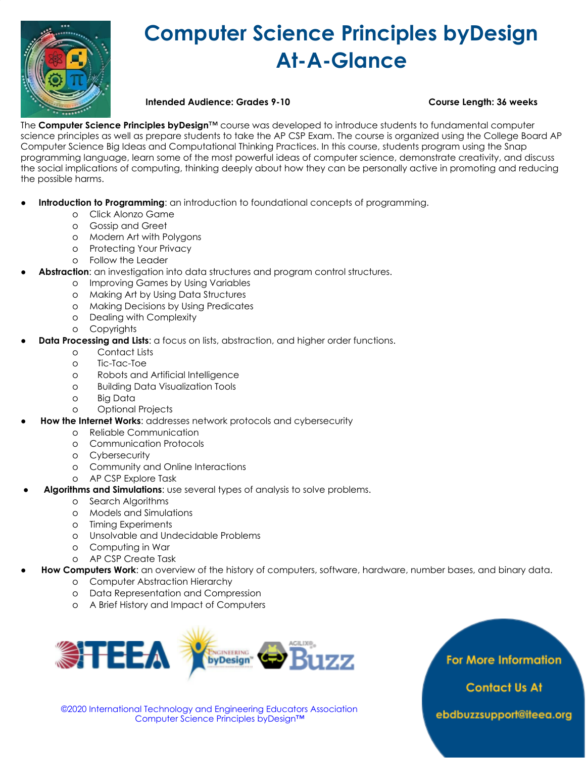# Computer Science Principles byDesign At-A-Glance

**Intended Audience: Grades 9-10** **Course Length: 36 weeks**

The **Computer Science Principles byDesign™** course was developed to introduce students to fundamental computer science principles as well as prepare students to take the AP CSP Exam. The course is organized using the College Board AP Computer Science Big Ideas and Computational Thinking Practices. In this course, students program using the Snap programming language, learn some of the most powerful ideas of computer science, demonstrate creativity, and discuss the social implications of computing, thinking deeply about how they can be personally active in promoting and reducing the possible harms.

- **Introduction to Programming**: an introduction to foundational concepts of programming.
  - Click Alonzo Game
  - Gossip and Greet
  - Modern Art with Polygons
  - Protecting Your Privacy
  - Follow the Leader
- **Abstraction**: an investigation into data structures and program control structures.
  - Improving Games by Using Variables
  - Making Art by Using Data Structures
  - Making Decisions by Using Predicates
  - Dealing with Complexity
  - Copyrights
- **Data Processing and Lists**: a focus on lists, abstraction, and higher order functions.
  - Contact Lists
  - Tic-Tac-Toe
  - Robots and Artificial Intelligence
  - Building Data Visualization Tools
  - Big Data
  - Optional Projects
- **How the Internet Works**: addresses network protocols and cybersecurity
  - Reliable Communication
  - Communication Protocols
  - Cybersecurity
  - Community and Online Interactions
  - AP CSP Explore Task
- **Algorithms and Simulations**: use several types of analysis to solve problems.
  - Search Algorithms
  - Models and Simulations
  - Timing Experiments
  - Unsolvable and Undecidable Problems
  - Computing in War
  - AP CSP Create Task
- **How Computers Work**: an overview of the history of computers, software, hardware, number bases, and binary data.
  - Computer Abstraction Hierarchy
  - Data Representation and Compression
  - A Brief History and Impact of Computers

©2020 International Technology and Engineering Educators Association
Computer Science Principles byDesign™

For More Information Contact Us At ebdbuzzsupport@iteea.org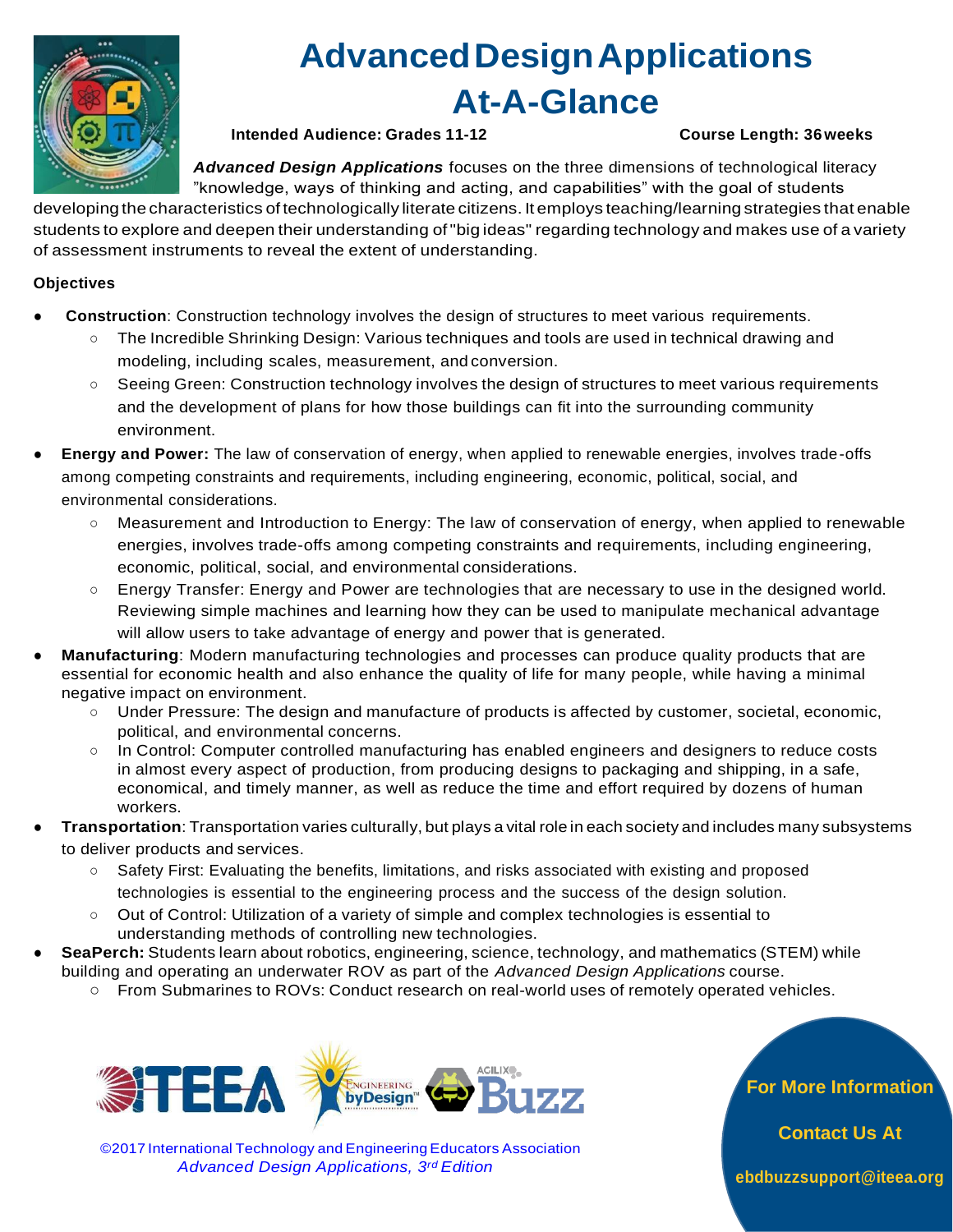# Advanced Design Applications At-A-Glance

**Intended Audience: Grades 11-12** **Course Length: 36 weeks**

***Advanced Design Applications*** focuses on the three dimensions of technological literacy "knowledge, ways of thinking and acting, and capabilities" with the goal of students developing the characteristics of technologically literate citizens. It employs teaching/learning strategies that enable students to explore and deepen their understanding of "big ideas" regarding technology and makes use of a variety of assessment instruments to reveal the extent of understanding.

**Objectives**

- **Construction**: Construction technology involves the design of structures to meet various requirements.
  - The Incredible Shrinking Design: Various techniques and tools are used in technical drawing and modeling, including scales, measurement, and conversion.
  - Seeing Green: Construction technology involves the design of structures to meet various requirements and the development of plans for how those buildings can fit into the surrounding community environment.
- **Energy and Power:** The law of conservation of energy, when applied to renewable energies, involves trade-offs among competing constraints and requirements, including engineering, economic, political, social, and environmental considerations.
  - Measurement and Introduction to Energy: The law of conservation of energy, when applied to renewable energies, involves trade-offs among competing constraints and requirements, including engineering, economic, political, social, and environmental considerations.
  - Energy Transfer: Energy and Power are technologies that are necessary to use in the designed world. Reviewing simple machines and learning how they can be used to manipulate mechanical advantage will allow users to take advantage of energy and power that is generated.
- **Manufacturing**: Modern manufacturing technologies and processes can produce quality products that are essential for economic health and also enhance the quality of life for many people, while having a minimal negative impact on environment.
  - Under Pressure: The design and manufacture of products is affected by customer, societal, economic, political, and environmental concerns.
  - In Control: Computer controlled manufacturing has enabled engineers and designers to reduce costs in almost every aspect of production, from producing designs to packaging and shipping, in a safe, economical, and timely manner, as well as reduce the time and effort required by dozens of human workers.
- **Transportation**: Transportation varies culturally, but plays a vital role in each society and includes many subsystems to deliver products and services.
  - Safety First: Evaluating the benefits, limitations, and risks associated with existing and proposed technologies is essential to the engineering process and the success of the design solution.
  - Out of Control: Utilization of a variety of simple and complex technologies is essential to understanding methods of controlling new technologies.
- **SeaPerch:** Students learn about robotics, engineering, science, technology, and mathematics (STEM) while building and operating an underwater ROV as part of the *Advanced Design Applications* course.
  - From Submarines to ROVs: Conduct research on real-world uses of remotely operated vehicles.

ITEEA Engineering byDesign Acilix Buzz

©2017 International Technology and Engineering Educators Association
*Advanced Design Applications, 3rd Edition*

**For More Information**

**Contact Us At**

**ebdbuzzsupport@iteea.org**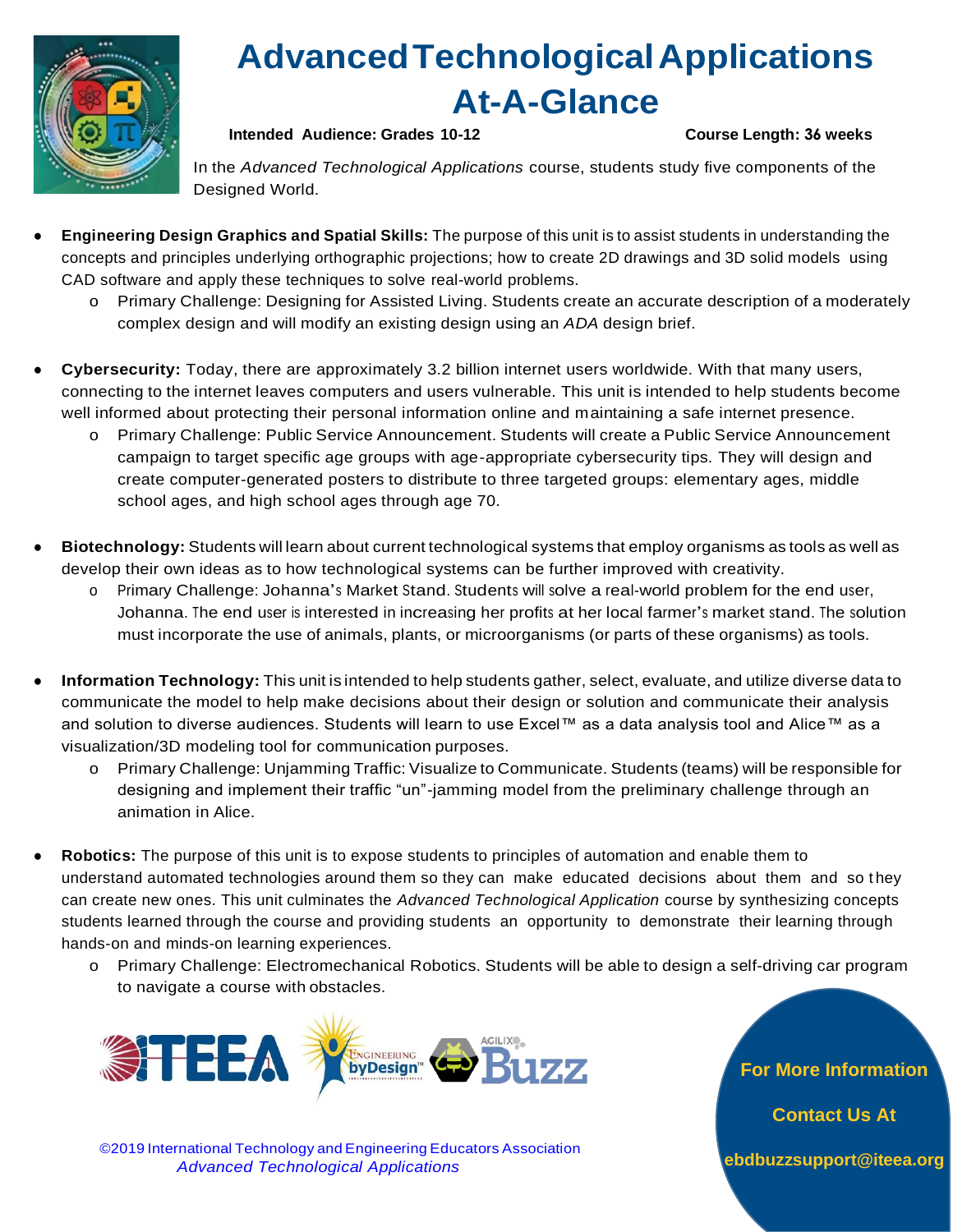# Advanced Technological Applications At-A-Glance

**Intended Audience: Grades 10-12** **Course Length: 36 weeks**

In the *Advanced Technological Applications* course, students study five components of the Designed World.

- **Engineering Design Graphics and Spatial Skills:** The purpose of this unit is to assist students in understanding the concepts and principles underlying orthographic projections; how to create 2D drawings and 3D solid models using CAD software and apply these techniques to solve real-world problems.
  - Primary Challenge: Designing for Assisted Living. Students create an accurate description of a moderately complex design and will modify an existing design using an *ADA* design brief.

- **Cybersecurity:** Today, there are approximately 3.2 billion internet users worldwide. With that many users, connecting to the internet leaves computers and users vulnerable. This unit is intended to help students become well informed about protecting their personal information online and maintaining a safe internet presence.
  - Primary Challenge: Public Service Announcement. Students will create a Public Service Announcement campaign to target specific age groups with age-appropriate cybersecurity tips. They will design and create computer-generated posters to distribute to three targeted groups: elementary ages, middle school ages, and high school ages through age 70.

- **Biotechnology:** Students will learn about current technological systems that employ organisms as tools as well as develop their own ideas as to how technological systems can be further improved with creativity.
  - Primary Challenge: Johanna's Market Stand. Students will solve a real-world problem for the end user, Johanna. The end user is interested in increasing her profits at her local farmer's market stand. The solution must incorporate the use of animals, plants, or microorganisms (or parts of these organisms) as tools.

- **Information Technology:** This unit is intended to help students gather, select, evaluate, and utilize diverse data to communicate the model to help make decisions about their design or solution and communicate their analysis and solution to diverse audiences. Students will learn to use Excel™ as a data analysis tool and Alice™ as a visualization/3D modeling tool for communication purposes.
  - Primary Challenge: Unjamming Traffic: Visualize to Communicate. Students (teams) will be responsible for designing and implement their traffic "un"-jamming model from the preliminary challenge through an animation in Alice.

- **Robotics:** The purpose of this unit is to expose students to principles of automation and enable them to understand automated technologies around them so they can make educated decisions about them and so they can create new ones. This unit culminates the *Advanced Technological Application* course by synthesizing concepts students learned through the course and providing students an opportunity to demonstrate their learning through hands-on and minds-on learning experiences.
  - Primary Challenge: Electromechanical Robotics. Students will be able to design a self-driving car program to navigate a course with obstacles.

©2019 International Technology and Engineering Educators Association
*Advanced Technological Applications*

**For More Information**

**Contact Us At**

**ebdbuzzsupport@iteea.org**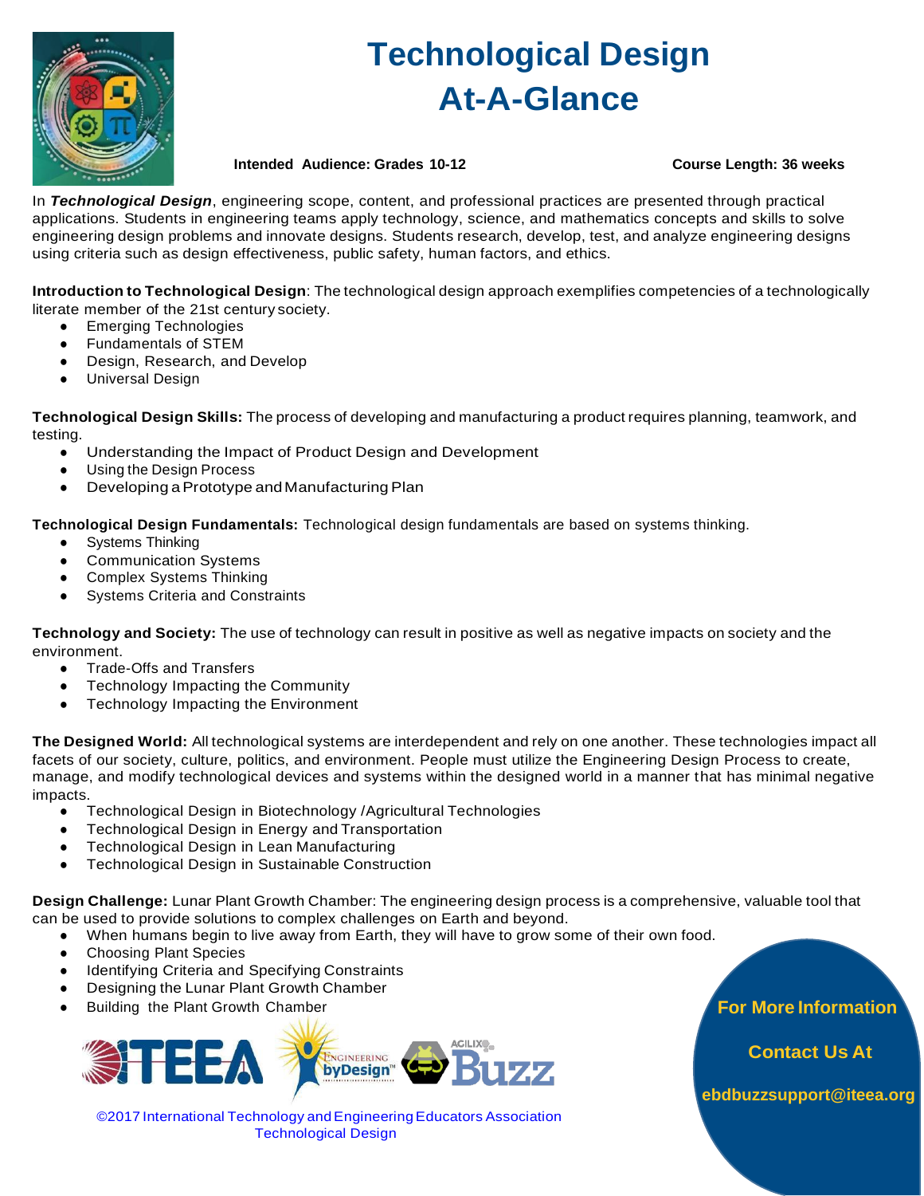# Technological Design At-A-Glance

**Intended Audience: Grades 10-12** **Course Length: 36 weeks**

In ***Technological Design***, engineering scope, content, and professional practices are presented through practical applications. Students in engineering teams apply technology, science, and mathematics concepts and skills to solve engineering design problems and innovate designs. Students research, develop, test, and analyze engineering designs using criteria such as design effectiveness, public safety, human factors, and ethics.

**Introduction to Technological Design**: The technological design approach exemplifies competencies of a technologically literate member of the 21st century society.

- Emerging Technologies
- Fundamentals of STEM
- Design, Research, and Develop
- Universal Design

**Technological Design Skills:** The process of developing and manufacturing a product requires planning, teamwork, and testing.

- Understanding the Impact of Product Design and Development
- Using the Design Process
- Developing a Prototype and Manufacturing Plan

**Technological Design Fundamentals:** Technological design fundamentals are based on systems thinking.

- Systems Thinking
- Communication Systems
- Complex Systems Thinking
- Systems Criteria and Constraints

**Technology and Society:** The use of technology can result in positive as well as negative impacts on society and the environment.

- Trade-Offs and Transfers
- Technology Impacting the Community
- Technology Impacting the Environment

**The Designed World:** All technological systems are interdependent and rely on one another. These technologies impact all facets of our society, culture, politics, and environment. People must utilize the Engineering Design Process to create, manage, and modify technological devices and systems within the designed world in a manner that has minimal negative impacts.

- Technological Design in Biotechnology /Agricultural Technologies
- Technological Design in Energy and Transportation
- Technological Design in Lean Manufacturing
- Technological Design in Sustainable Construction

**Design Challenge:** Lunar Plant Growth Chamber: The engineering design process is a comprehensive, valuable tool that can be used to provide solutions to complex challenges on Earth and beyond.

- When humans begin to live away from Earth, they will have to grow some of their own food.
- Choosing Plant Species
- Identifying Criteria and Specifying Constraints
- Designing the Lunar Plant Growth Chamber
- Building the Plant Growth Chamber

**For More Information**

**Contact Us At**

**ebdbuzzsupport@iteea.org**

©2017 International Technology and Engineering Educators Association
Technological Design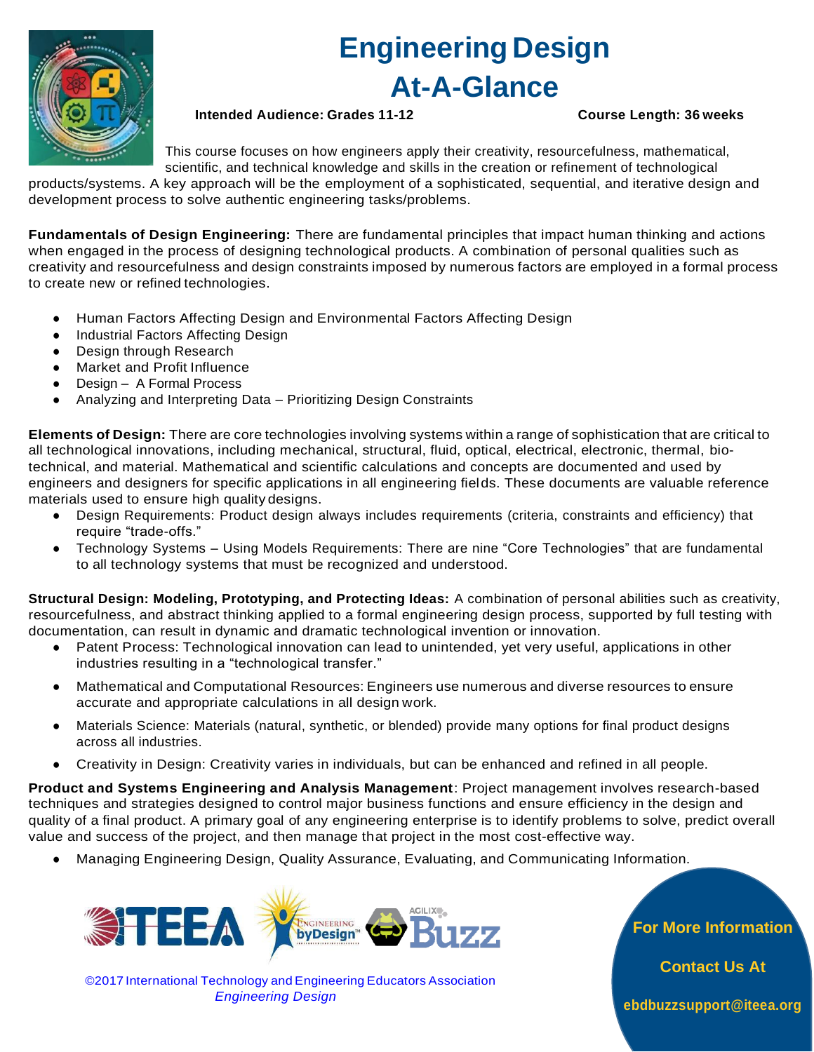# Engineering Design At-A-Glance

**Intended Audience: Grades 11-12** **Course Length: 36 weeks**

This course focuses on how engineers apply their creativity, resourcefulness, mathematical, scientific, and technical knowledge and skills in the creation or refinement of technological products/systems. A key approach will be the employment of a sophisticated, sequential, and iterative design and development process to solve authentic engineering tasks/problems.

**Fundamentals of Design Engineering:** There are fundamental principles that impact human thinking and actions when engaged in the process of designing technological products. A combination of personal qualities such as creativity and resourcefulness and design constraints imposed by numerous factors are employed in a formal process to create new or refined technologies.

- Human Factors Affecting Design and Environmental Factors Affecting Design
- Industrial Factors Affecting Design
- Design through Research
- Market and Profit Influence
- Design – A Formal Process
- Analyzing and Interpreting Data – Prioritizing Design Constraints

**Elements of Design:** There are core technologies involving systems within a range of sophistication that are critical to all technological innovations, including mechanical, structural, fluid, optical, electrical, electronic, thermal, bio-technical, and material. Mathematical and scientific calculations and concepts are documented and used by engineers and designers for specific applications in all engineering fields. These documents are valuable reference materials used to ensure high quality designs.

- Design Requirements: Product design always includes requirements (criteria, constraints and efficiency) that require "trade-offs."
- Technology Systems – Using Models Requirements: There are nine "Core Technologies" that are fundamental to all technology systems that must be recognized and understood.

**Structural Design: Modeling, Prototyping, and Protecting Ideas:** A combination of personal abilities such as creativity, resourcefulness, and abstract thinking applied to a formal engineering design process, supported by full testing with documentation, can result in dynamic and dramatic technological invention or innovation.

- Patent Process: Technological innovation can lead to unintended, yet very useful, applications in other industries resulting in a "technological transfer."
- Mathematical and Computational Resources: Engineers use numerous and diverse resources to ensure accurate and appropriate calculations in all design work.
- Materials Science: Materials (natural, synthetic, or blended) provide many options for final product designs across all industries.
- Creativity in Design: Creativity varies in individuals, but can be enhanced and refined in all people.

**Product and Systems Engineering and Analysis Management**: Project management involves research-based techniques and strategies designed to control major business functions and ensure efficiency in the design and quality of a final product. A primary goal of any engineering enterprise is to identify problems to solve, predict overall value and success of the project, and then manage that project in the most cost-effective way.

- Managing Engineering Design, Quality Assurance, Evaluating, and Communicating Information.

©2017 International Technology and Engineering Educators Association
*Engineering Design*

**For More Information**

**Contact Us At**

**ebdbuzzsupport@iteea.org**